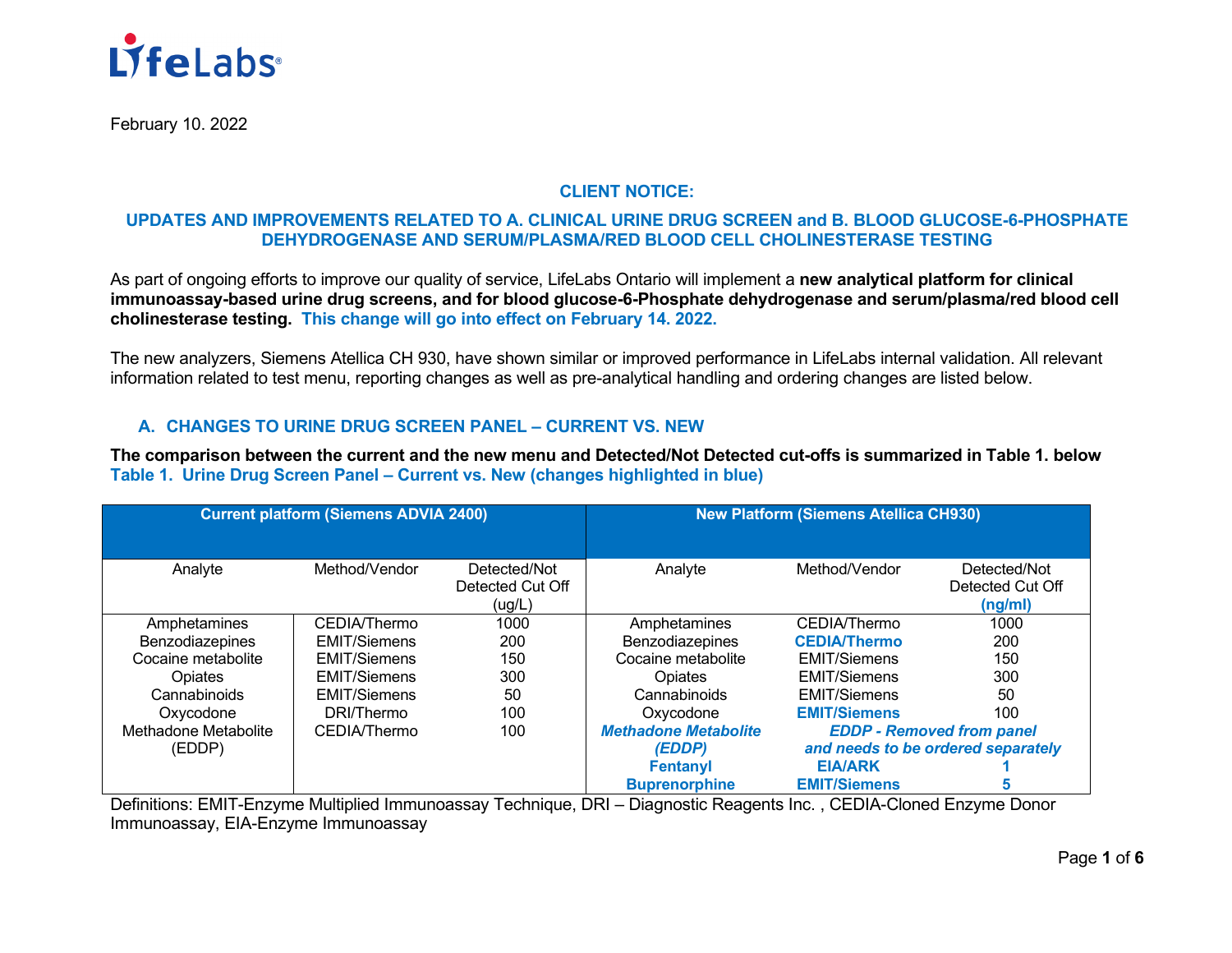February 10. 2022

**CLIENT NOTICE:**

**UPDATES AND IMPROVEMENTS RELATED TO A. CLINICAL URINE DRUG SCREEN and B. BLOOD GLUCOSE-6-PHOSPHATE DEHYDROGENASE AND SERUM/PLASMA/RED BLOOD CELL CHOLINESTERASE TESTING**

As part of ongoing efforts to improve our quality of service, LifeLabs Ontario will implement a **new analytical platform for clinical immunoassay-based urine drug screens, and for blood glucose-6-Phosphate dehydrogenase and serum/plasma/red blood cell cholinesterase testing. This change will go into effect on February 14. 2022.**

The new analyzers, Siemens Atellica CH 930, have shown similar or improved performance in LifeLabs internal validation. All relevant information related to test menu, reporting changes as well as pre-analytical handling and ordering changes are listed below.

## A. CHANGES TO URINE DRUG SCREEN PANEL – CURRENT VS. NEW

**The comparison between the current and the new menu and Detected/Not Detected cut-offs is summarized in Table 1. below**

**Table 1. Urine Drug Screen Panel – Current vs. New (changes highlighted in blue)**

| Current platform (Siemens ADVIA 2400) | | | New Platform (Siemens Atellica CH930) | | |
|---|---|---|---|---|---|
| Analyte | Method/Vendor | Detected/Not Detected Cut Off (ug/L) | Analyte | Method/Vendor | Detected/Not Detected Cut Off **(ng/ml)** |
| Amphetamines | CEDIA/Thermo | 1000 | Amphetamines | CEDIA/Thermo | 1000 |
| Benzodiazepines | EMIT/Siemens | 200 | Benzodiazepines | **CEDIA/Thermo** | 200 |
| Cocaine metabolite | EMIT/Siemens | 150 | Cocaine metabolite | EMIT/Siemens | 150 |
| Opiates | EMIT/Siemens | 300 | Opiates | EMIT/Siemens | 300 |
| Cannabinoids | EMIT/Siemens | 50 | Cannabinoids | EMIT/Siemens | 50 |
| Oxycodone | DRI/Thermo | 100 | Oxycodone | **EMIT/Siemens** | 100 |
| Methadone Metabolite (EDDP) | CEDIA/Thermo | 100 | ***Methadone Metabolite (EDDP)*** | ***EDDP - Removed from panel and needs to be ordered separately*** | |
| | | | **Fentanyl** | **EIA/ARK** | **1** |
| | | | **Buprenorphine** | **EMIT/Siemens** | **5** |

Definitions: EMIT-Enzyme Multiplied Immunoassay Technique, DRI – Diagnostic Reagents Inc. , CEDIA-Cloned Enzyme Donor Immunoassay, EIA-Enzyme Immunoassay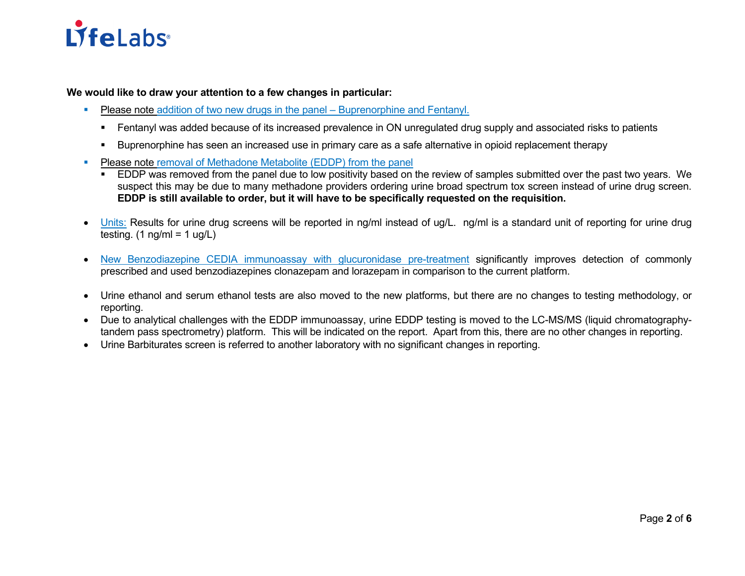**We would like to draw your attention to a few changes in particular:**

- Please note addition of two new drugs in the panel – Buprenorphine and Fentanyl.
  - Fentanyl was added because of its increased prevalence in ON unregulated drug supply and associated risks to patients
  - Buprenorphine has seen an increased use in primary care as a safe alternative in opioid replacement therapy
- Please note removal of Methadone Metabolite (EDDP) from the panel
  - EDDP was removed from the panel due to low positivity based on the review of samples submitted over the past two years. We suspect this may be due to many methadone providers ordering urine broad spectrum tox screen instead of urine drug screen. **EDDP is still available to order, but it will have to be specifically requested on the requisition.**

- Units: Results for urine drug screens will be reported in ng/ml instead of ug/L. ng/ml is a standard unit of reporting for urine drug testing. (1 ng/ml = 1 ug/L)

- New Benzodiazepine CEDIA immunoassay with glucuronidase pre-treatment significantly improves detection of commonly prescribed and used benzodiazepines clonazepam and lorazepam in comparison to the current platform.

- Urine ethanol and serum ethanol tests are also moved to the new platforms, but there are no changes to testing methodology, or reporting.
- Due to analytical challenges with the EDDP immunoassay, urine EDDP testing is moved to the LC-MS/MS (liquid chromatography-tandem pass spectrometry) platform. This will be indicated on the report. Apart from this, there are no other changes in reporting.
- Urine Barbiturates screen is referred to another laboratory with no significant changes in reporting.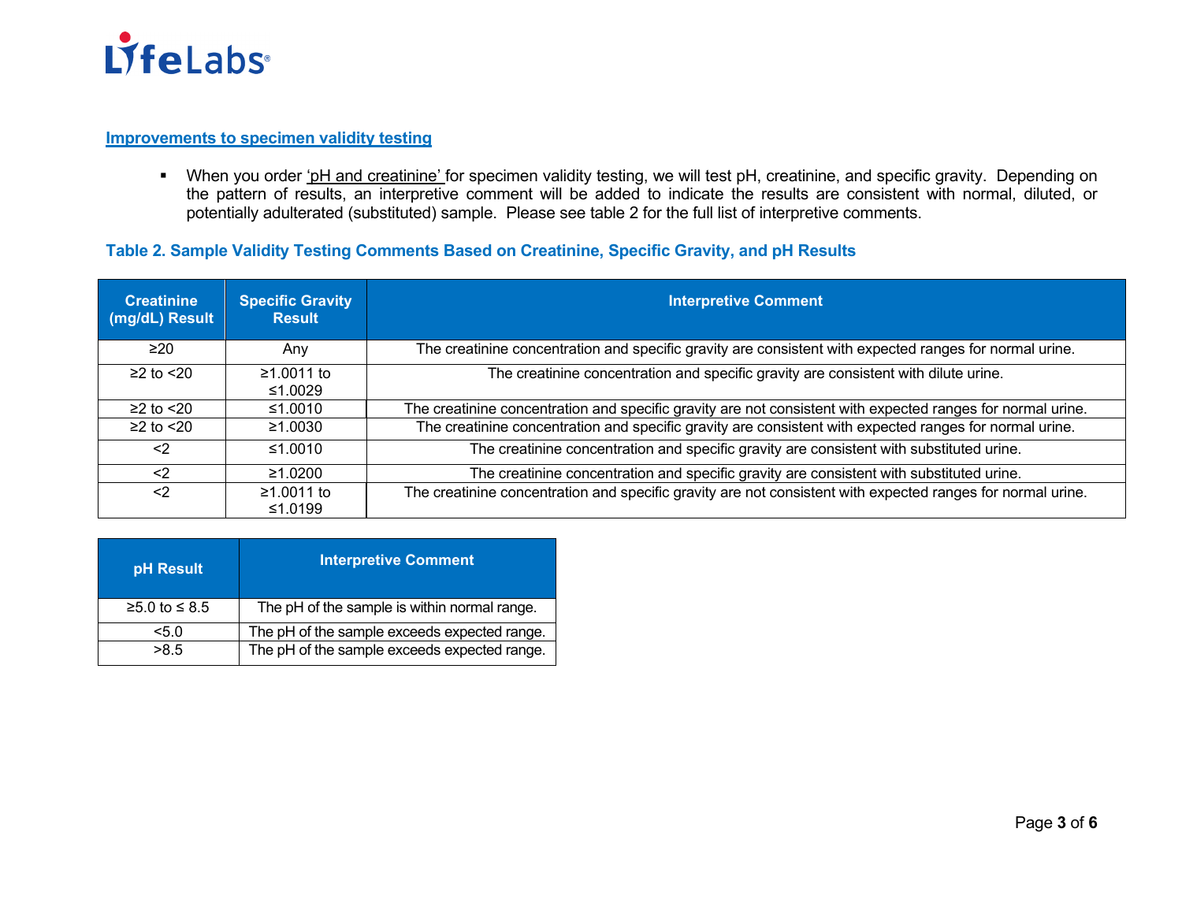## Improvements to specimen validity testing

- When you order 'pH and creatinine' for specimen validity testing, we will test pH, creatinine, and specific gravity. Depending on the pattern of results, an interpretive comment will be added to indicate the results are consistent with normal, diluted, or potentially adulterated (substituted) sample. Please see table 2 for the full list of interpretive comments.

### Table 2. Sample Validity Testing Comments Based on Creatinine, Specific Gravity, and pH Results

| Creatinine (mg/dL) Result | Specific Gravity Result | Interpretive Comment |
|---|---|---|
| ≥20 | Any | The creatinine concentration and specific gravity are consistent with expected ranges for normal urine. |
| ≥2 to <20 | ≥1.0011 to ≤1.0029 | The creatinine concentration and specific gravity are consistent with dilute urine. |
| ≥2 to <20 | ≤1.0010 | The creatinine concentration and specific gravity are not consistent with expected ranges for normal urine. |
| ≥2 to <20 | ≥1.0030 | The creatinine concentration and specific gravity are consistent with expected ranges for normal urine. |
| <2 | ≤1.0010 | The creatinine concentration and specific gravity are consistent with substituted urine. |
| <2 | ≥1.0200 | The creatinine concentration and specific gravity are consistent with substituted urine. |
| <2 | ≥1.0011 to ≤1.0199 | The creatinine concentration and specific gravity are not consistent with expected ranges for normal urine. |

| pH Result | Interpretive Comment |
|---|---|
| ≥5.0 to ≤ 8.5 | The pH of the sample is within normal range. |
| <5.0 | The pH of the sample exceeds expected range. |
| >8.5 | The pH of the sample exceeds expected range. |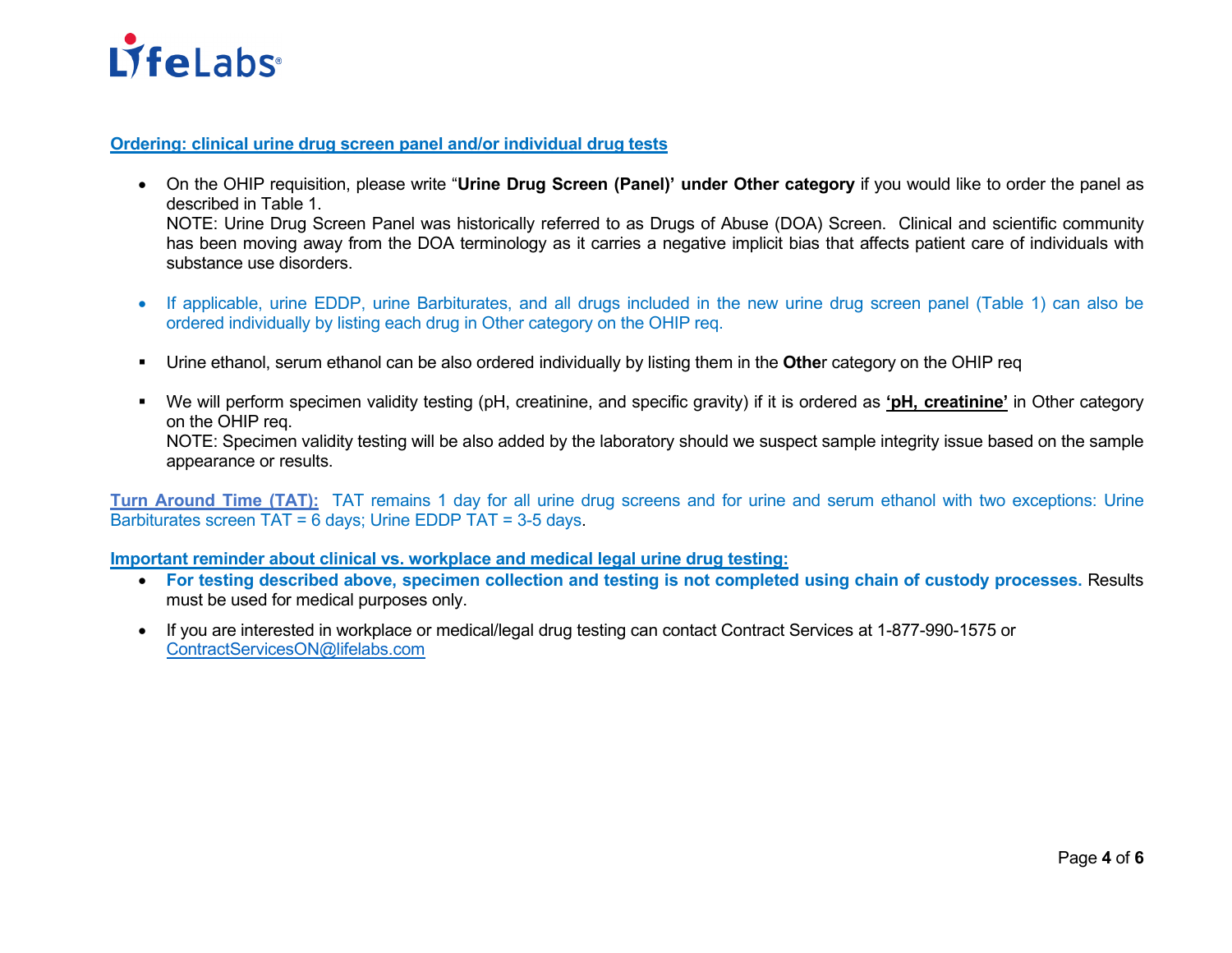**Ordering: clinical urine drug screen panel and/or individual drug tests**

- On the OHIP requisition, please write "**Urine Drug Screen (Panel)' under Other category** if you would like to order the panel as described in Table 1.
  NOTE: Urine Drug Screen Panel was historically referred to as Drugs of Abuse (DOA) Screen. Clinical and scientific community has been moving away from the DOA terminology as it carries a negative implicit bias that affects patient care of individuals with substance use disorders.

- If applicable, urine EDDP, urine Barbiturates, and all drugs included in the new urine drug screen panel (Table 1) can also be ordered individually by listing each drug in Other category on the OHIP req.

- Urine ethanol, serum ethanol can be also ordered individually by listing them in the **Othe**r category on the OHIP req

- We will perform specimen validity testing (pH, creatinine, and specific gravity) if it is ordered as **'pH, creatinine'** in Other category on the OHIP req.
  NOTE: Specimen validity testing will be also added by the laboratory should we suspect sample integrity issue based on the sample appearance or results.

**Turn Around Time (TAT):** TAT remains 1 day for all urine drug screens and for urine and serum ethanol with two exceptions: Urine Barbiturates screen TAT = 6 days; Urine EDDP TAT = 3-5 days.

**Important reminder about clinical vs. workplace and medical legal urine drug testing:**

- **For testing described above, specimen collection and testing is not completed using chain of custody processes.** Results must be used for medical purposes only.

- If you are interested in workplace or medical/legal drug testing can contact Contract Services at 1-877-990-1575 or ContractServicesON@lifelabs.com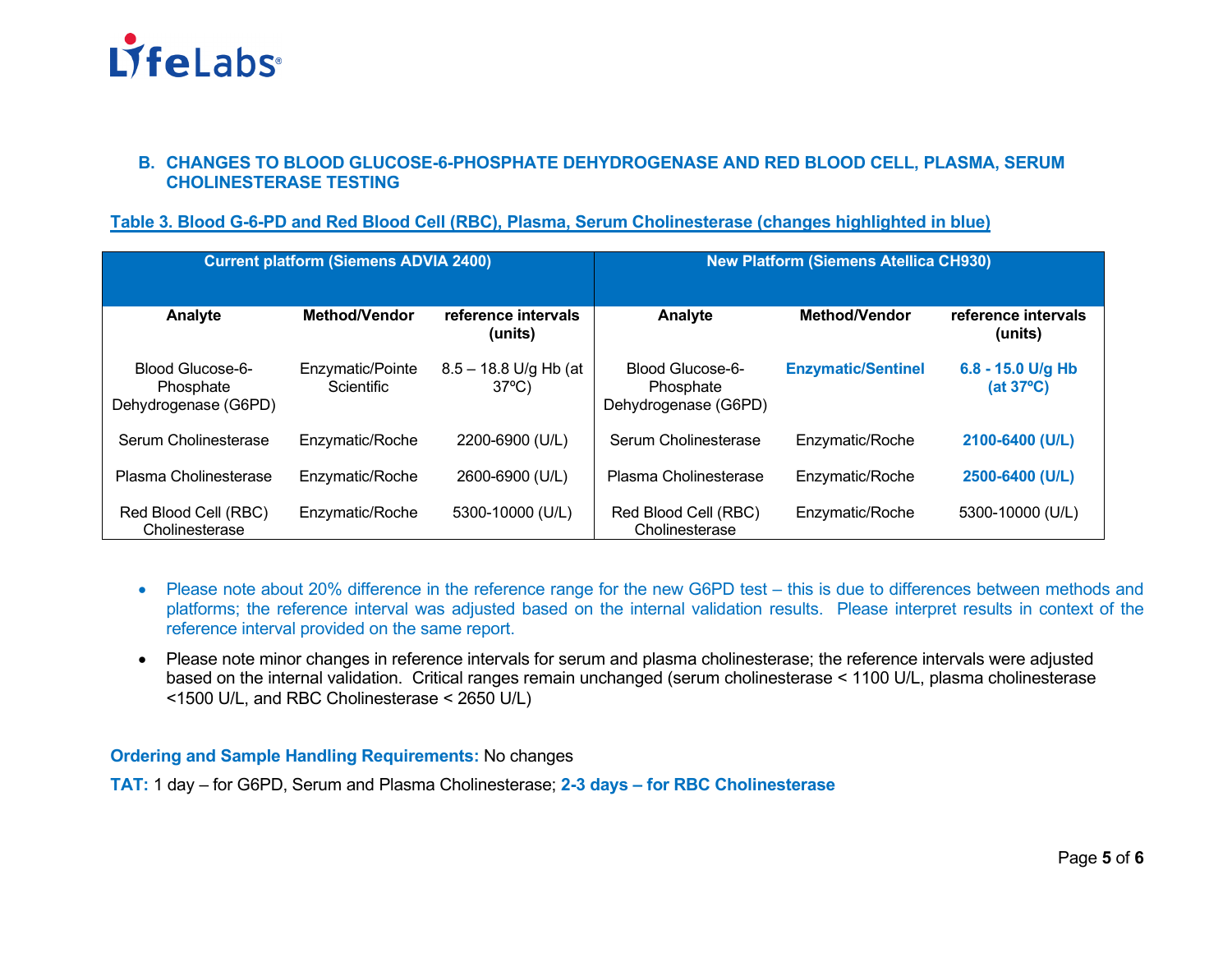## B. CHANGES TO BLOOD GLUCOSE-6-PHOSPHATE DEHYDROGENASE AND RED BLOOD CELL, PLASMA, SERUM CHOLINESTERASE TESTING

**Table 3. Blood G-6-PD and Red Blood Cell (RBC), Plasma, Serum Cholinesterase (changes highlighted in blue)**

| Current platform (Siemens ADVIA 2400) | | | New Platform (Siemens Atellica CH930) | | |
|---|---|---|---|---|---|
| **Analyte** | **Method/Vendor** | **reference intervals (units)** | **Analyte** | **Method/Vendor** | **reference intervals (units)** |
| Blood Glucose-6-Phosphate Dehydrogenase (G6PD) | Enzymatic/Pointe Scientific | 8.5 – 18.8 U/g Hb (at 37ºC) | Blood Glucose-6-Phosphate Dehydrogenase (G6PD) | **Enzymatic/Sentinel** | **6.8 - 15.0 U/g Hb (at 37ºC)** |
| Serum Cholinesterase | Enzymatic/Roche | 2200-6900 (U/L) | Serum Cholinesterase | Enzymatic/Roche | **2100-6400 (U/L)** |
| Plasma Cholinesterase | Enzymatic/Roche | 2600-6900 (U/L) | Plasma Cholinesterase | Enzymatic/Roche | **2500-6400 (U/L)** |
| Red Blood Cell (RBC) Cholinesterase | Enzymatic/Roche | 5300-10000 (U/L) | Red Blood Cell (RBC) Cholinesterase | Enzymatic/Roche | 5300-10000 (U/L) |

- Please note about 20% difference in the reference range for the new G6PD test – this is due to differences between methods and platforms; the reference interval was adjusted based on the internal validation results. Please interpret results in context of the reference interval provided on the same report.
- Please note minor changes in reference intervals for serum and plasma cholinesterase; the reference intervals were adjusted based on the internal validation. Critical ranges remain unchanged (serum cholinesterase < 1100 U/L, plasma cholinesterase <1500 U/L, and RBC Cholinesterase < 2650 U/L)

**Ordering and Sample Handling Requirements:** No changes

**TAT:** 1 day – for G6PD, Serum and Plasma Cholinesterase; **2-3 days – for RBC Cholinesterase**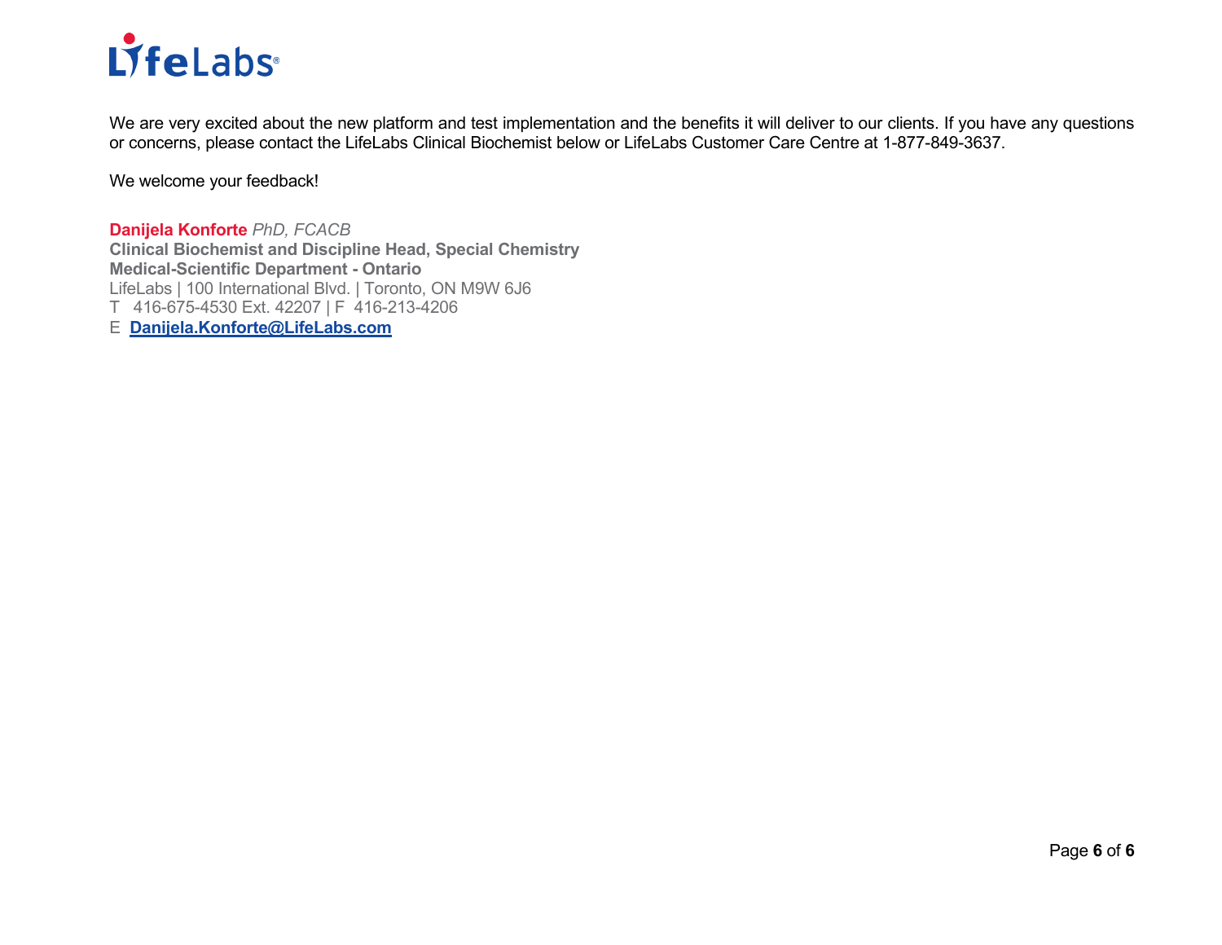We are very excited about the new platform and test implementation and the benefits it will deliver to our clients. If you have any questions or concerns, please contact the LifeLabs Clinical Biochemist below or LifeLabs Customer Care Centre at 1-877-849-3637.

We welcome your feedback!

**Danijela Konforte** *PhD, FCACB*
**Clinical Biochemist and Discipline Head, Special Chemistry**
**Medical-Scientific Department - Ontario**
LifeLabs | 100 International Blvd. | Toronto, ON M9W 6J6
T 416-675-4530 Ext. 42207 | F 416-213-4206
E **Danijela.Konforte@LifeLabs.com**